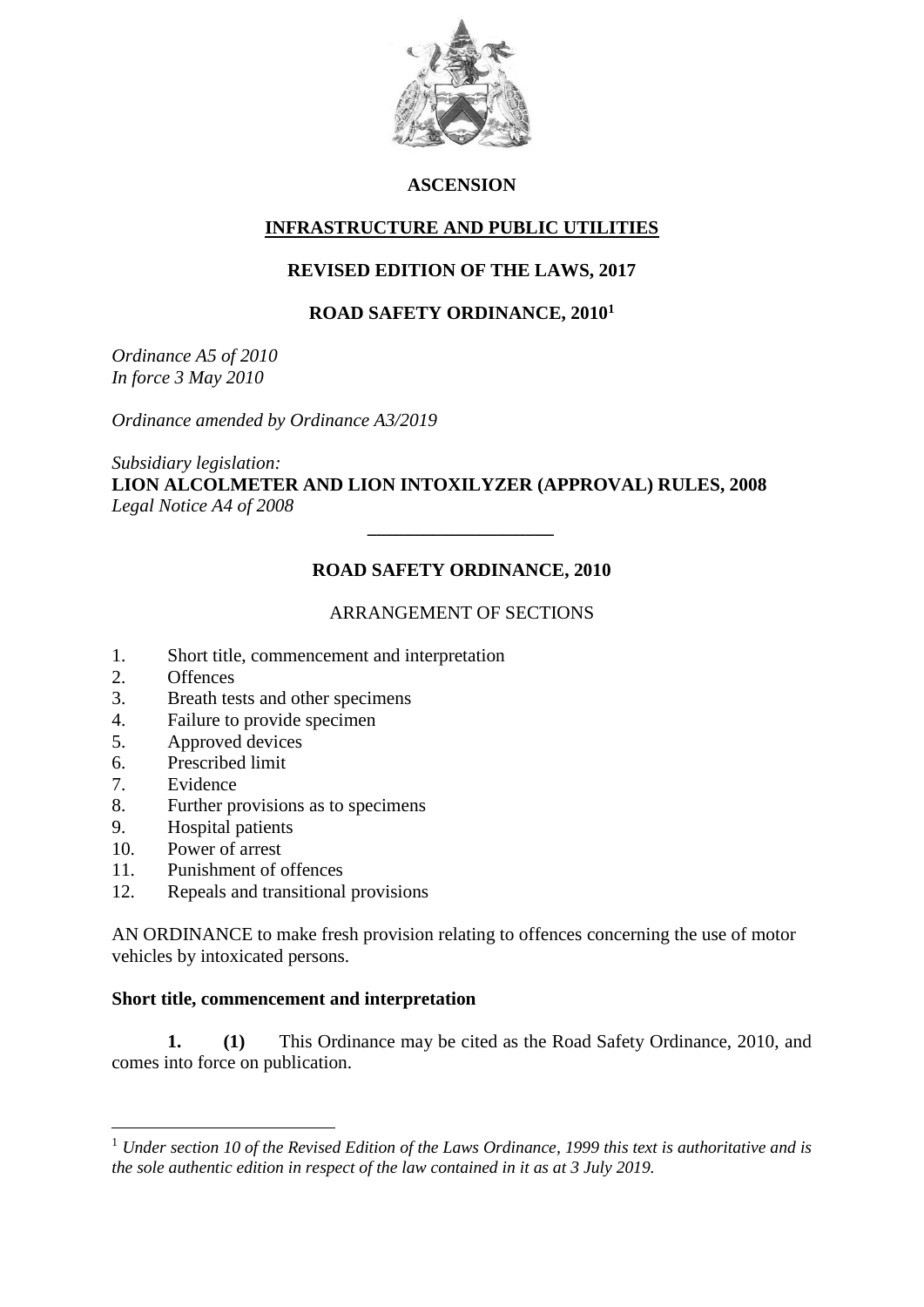**ASCENSION**

**INFRASTRUCTURE AND PUBLIC UTILITIES**

**REVISED EDITION OF THE LAWS, 2017**

# ROAD SAFETY ORDINANCE, 2010[1]

*Ordinance A5 of 2010*
*In force 3 May 2010*

*Ordinance amended by Ordinance A3/2019*

*Subsidiary legislation:*
**LION ALCOLMETER AND LION INTOXILYZER (APPROVAL) RULES, 2008**
*Legal Notice A4 of 2008*

---

## ROAD SAFETY ORDINANCE, 2010

ARRANGEMENT OF SECTIONS

1. Short title, commencement and interpretation
2. Offences
3. Breath tests and other specimens
4. Failure to provide specimen
5. Approved devices
6. Prescribed limit
7. Evidence
8. Further provisions as to specimens
9. Hospital patients
10. Power of arrest
11. Punishment of offences
12. Repeals and transitional provisions

AN ORDINANCE to make fresh provision relating to offences concerning the use of motor vehicles by intoxicated persons.

### Short title, commencement and interpretation

**1. (1)** This Ordinance may be cited as the Road Safety Ordinance, 2010, and comes into force on publication.

---

[1] *Under section 10 of the Revised Edition of the Laws Ordinance, 1999 this text is authoritative and is the sole authentic edition in respect of the law contained in it as at 3 July 2019.*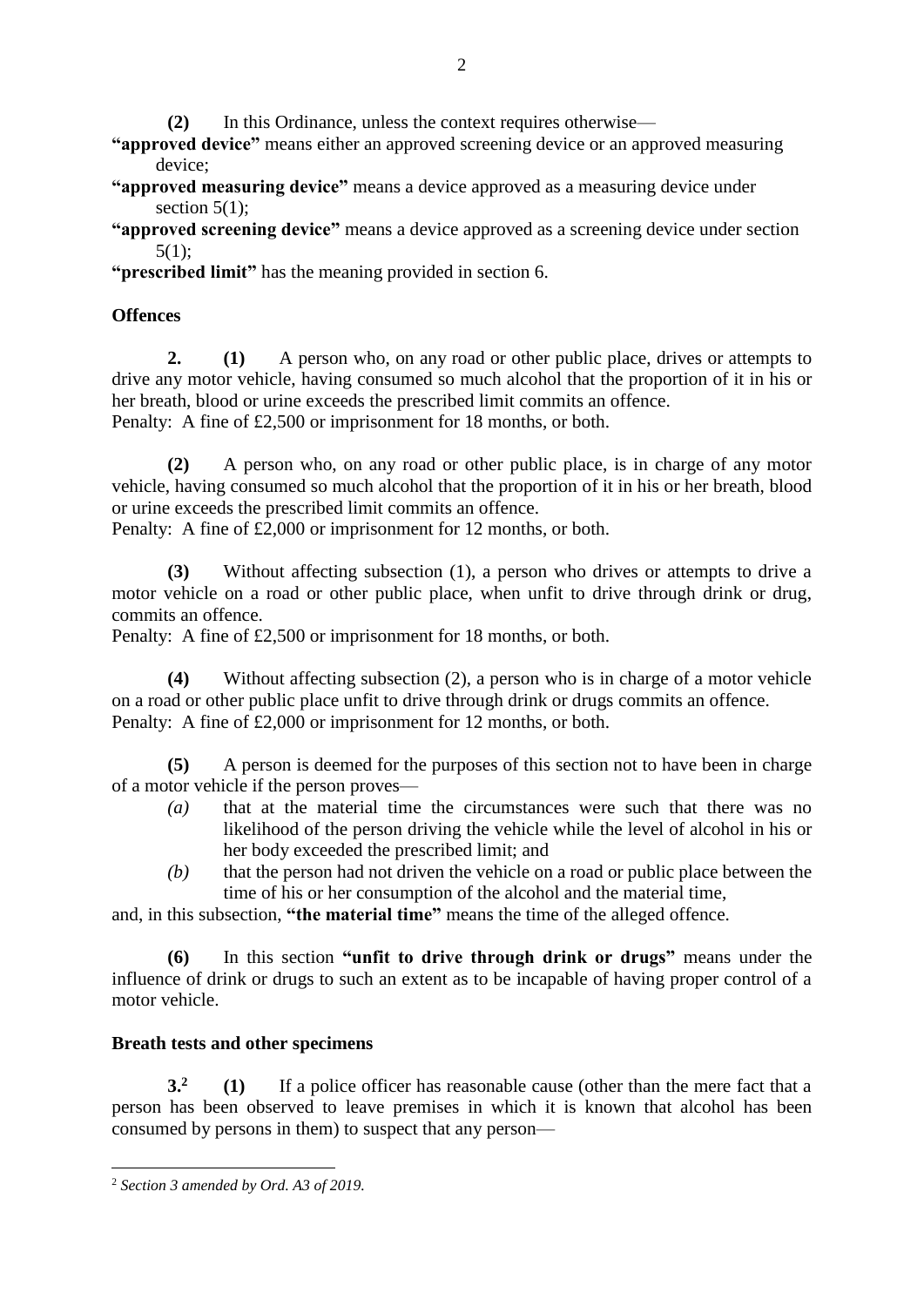**(2)** In this Ordinance, unless the context requires otherwise—

**"approved device"** means either an approved screening device or an approved measuring device;

**"approved measuring device"** means a device approved as a measuring device under section 5(1);

**"approved screening device"** means a device approved as a screening device under section 5(1);

**"prescribed limit"** has the meaning provided in section 6.

**Offences**

**2. (1)** A person who, on any road or other public place, drives or attempts to drive any motor vehicle, having consumed so much alcohol that the proportion of it in his or her breath, blood or urine exceeds the prescribed limit commits an offence.
Penalty: A fine of £2,500 or imprisonment for 18 months, or both.

**(2)** A person who, on any road or other public place, is in charge of any motor vehicle, having consumed so much alcohol that the proportion of it in his or her breath, blood or urine exceeds the prescribed limit commits an offence.
Penalty: A fine of £2,000 or imprisonment for 12 months, or both.

**(3)** Without affecting subsection (1), a person who drives or attempts to drive a motor vehicle on a road or other public place, when unfit to drive through drink or drug, commits an offence.
Penalty: A fine of £2,500 or imprisonment for 18 months, or both.

**(4)** Without affecting subsection (2), a person who is in charge of a motor vehicle on a road or other public place unfit to drive through drink or drugs commits an offence.
Penalty: A fine of £2,000 or imprisonment for 12 months, or both.

**(5)** A person is deemed for the purposes of this section not to have been in charge of a motor vehicle if the person proves—

*(a)* that at the material time the circumstances were such that there was no likelihood of the person driving the vehicle while the level of alcohol in his or her body exceeded the prescribed limit; and

*(b)* that the person had not driven the vehicle on a road or public place between the time of his or her consumption of the alcohol and the material time,

and, in this subsection, **"the material time"** means the time of the alleged offence.

**(6)** In this section **"unfit to drive through drink or drugs"** means under the influence of drink or drugs to such an extent as to be incapable of having proper control of a motor vehicle.

**Breath tests and other specimens**

**3.**[2] **(1)** If a police officer has reasonable cause (other than the mere fact that a person has been observed to leave premises in which it is known that alcohol has been consumed by persons in them) to suspect that any person—

[2] *Section 3 amended by Ord. A3 of 2019.*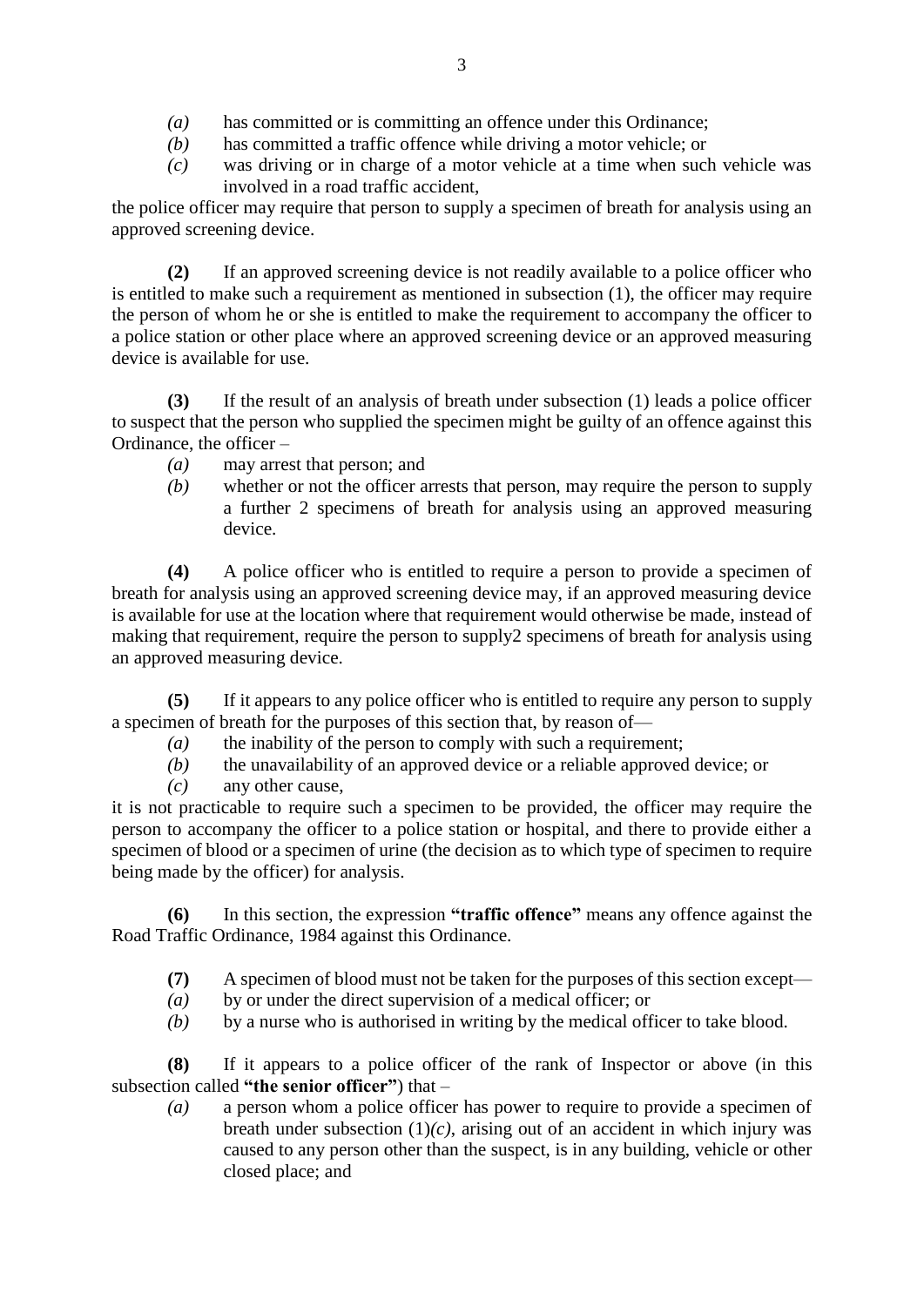*(a)* has committed or is committing an offence under this Ordinance;

*(b)* has committed a traffic offence while driving a motor vehicle; or

*(c)* was driving or in charge of a motor vehicle at a time when such vehicle was involved in a road traffic accident,

the police officer may require that person to supply a specimen of breath for analysis using an approved screening device.

**(2)** If an approved screening device is not readily available to a police officer who is entitled to make such a requirement as mentioned in subsection (1), the officer may require the person of whom he or she is entitled to make the requirement to accompany the officer to a police station or other place where an approved screening device or an approved measuring device is available for use.

**(3)** If the result of an analysis of breath under subsection (1) leads a police officer to suspect that the person who supplied the specimen might be guilty of an offence against this Ordinance, the officer –

*(a)* may arrest that person; and

*(b)* whether or not the officer arrests that person, may require the person to supply a further 2 specimens of breath for analysis using an approved measuring device.

**(4)** A police officer who is entitled to require a person to provide a specimen of breath for analysis using an approved screening device may, if an approved measuring device is available for use at the location where that requirement would otherwise be made, instead of making that requirement, require the person to supply2 specimens of breath for analysis using an approved measuring device.

**(5)** If it appears to any police officer who is entitled to require any person to supply a specimen of breath for the purposes of this section that, by reason of—

*(a)* the inability of the person to comply with such a requirement;

*(b)* the unavailability of an approved device or a reliable approved device; or

*(c)* any other cause,

it is not practicable to require such a specimen to be provided, the officer may require the person to accompany the officer to a police station or hospital, and there to provide either a specimen of blood or a specimen of urine (the decision as to which type of specimen to require being made by the officer) for analysis.

**(6)** In this section, the expression **"traffic offence"** means any offence against the Road Traffic Ordinance, 1984 against this Ordinance.

**(7)** A specimen of blood must not be taken for the purposes of this section except—

*(a)* by or under the direct supervision of a medical officer; or

*(b)* by a nurse who is authorised in writing by the medical officer to take blood.

**(8)** If it appears to a police officer of the rank of Inspector or above (in this subsection called **"the senior officer"**) that –

*(a)* a person whom a police officer has power to require to provide a specimen of breath under subsection (1)*(c)*, arising out of an accident in which injury was caused to any person other than the suspect, is in any building, vehicle or other closed place; and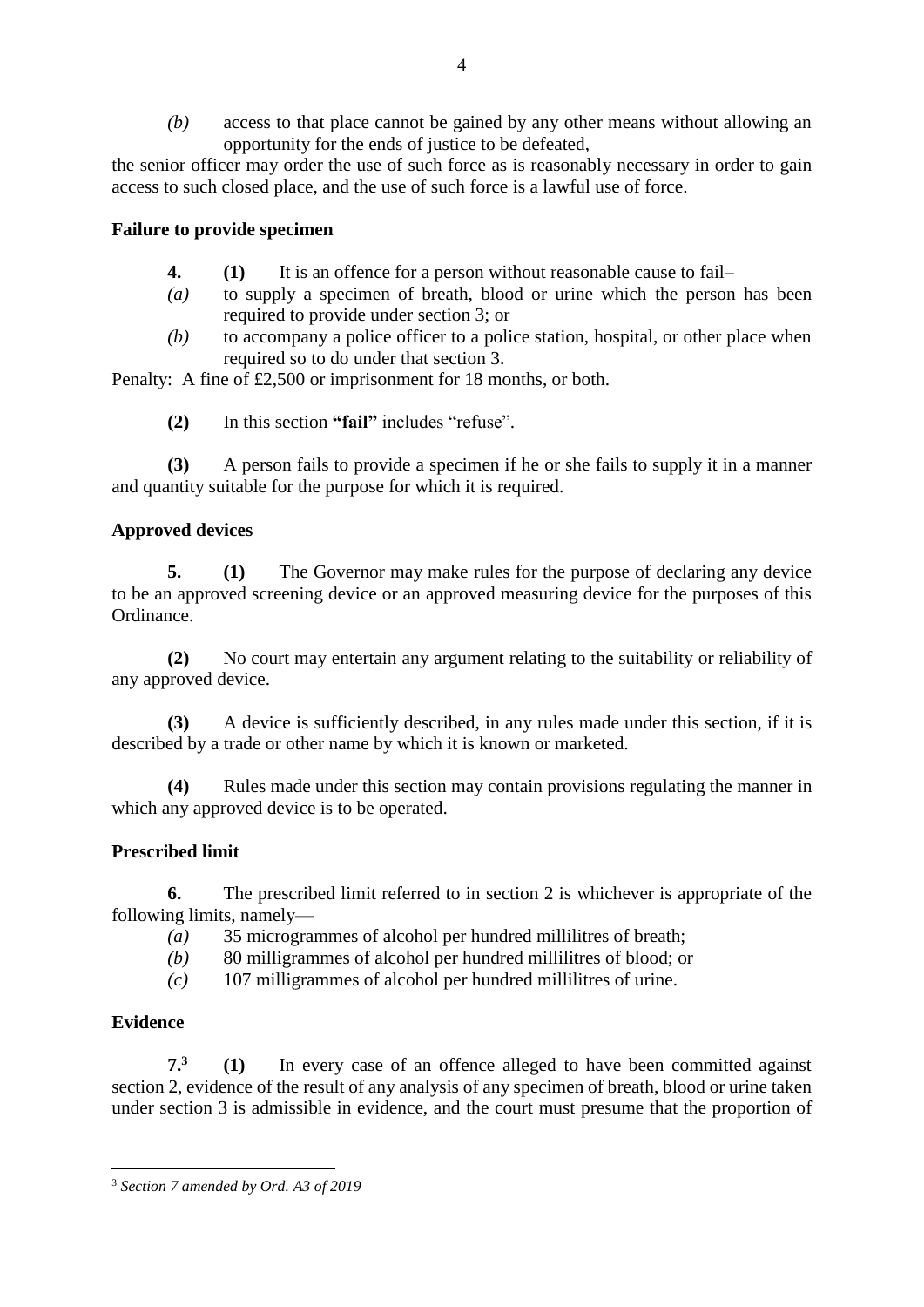*(b)* access to that place cannot be gained by any other means without allowing an opportunity for the ends of justice to be defeated,

the senior officer may order the use of such force as is reasonably necessary in order to gain access to such closed place, and the use of such force is a lawful use of force.

**Failure to provide specimen**

**4.** **(1)** It is an offence for a person without reasonable cause to fail–

*(a)* to supply a specimen of breath, blood or urine which the person has been required to provide under section 3; or

*(b)* to accompany a police officer to a police station, hospital, or other place when required so to do under that section 3.

Penalty: A fine of £2,500 or imprisonment for 18 months, or both.

**(2)** In this section **"fail"** includes "refuse".

**(3)** A person fails to provide a specimen if he or she fails to supply it in a manner and quantity suitable for the purpose for which it is required.

**Approved devices**

**5.** **(1)** The Governor may make rules for the purpose of declaring any device to be an approved screening device or an approved measuring device for the purposes of this Ordinance.

**(2)** No court may entertain any argument relating to the suitability or reliability of any approved device.

**(3)** A device is sufficiently described, in any rules made under this section, if it is described by a trade or other name by which it is known or marketed.

**(4)** Rules made under this section may contain provisions regulating the manner in which any approved device is to be operated.

**Prescribed limit**

**6.** The prescribed limit referred to in section 2 is whichever is appropriate of the following limits, namely—

*(a)* 35 microgrammes of alcohol per hundred millilitres of breath;

*(b)* 80 milligrammes of alcohol per hundred millilitres of blood; or

*(c)* 107 milligrammes of alcohol per hundred millilitres of urine.

**Evidence**

**7.**[3] **(1)** In every case of an offence alleged to have been committed against section 2, evidence of the result of any analysis of any specimen of breath, blood or urine taken under section 3 is admissible in evidence, and the court must presume that the proportion of

[3] *Section 7 amended by Ord. A3 of 2019*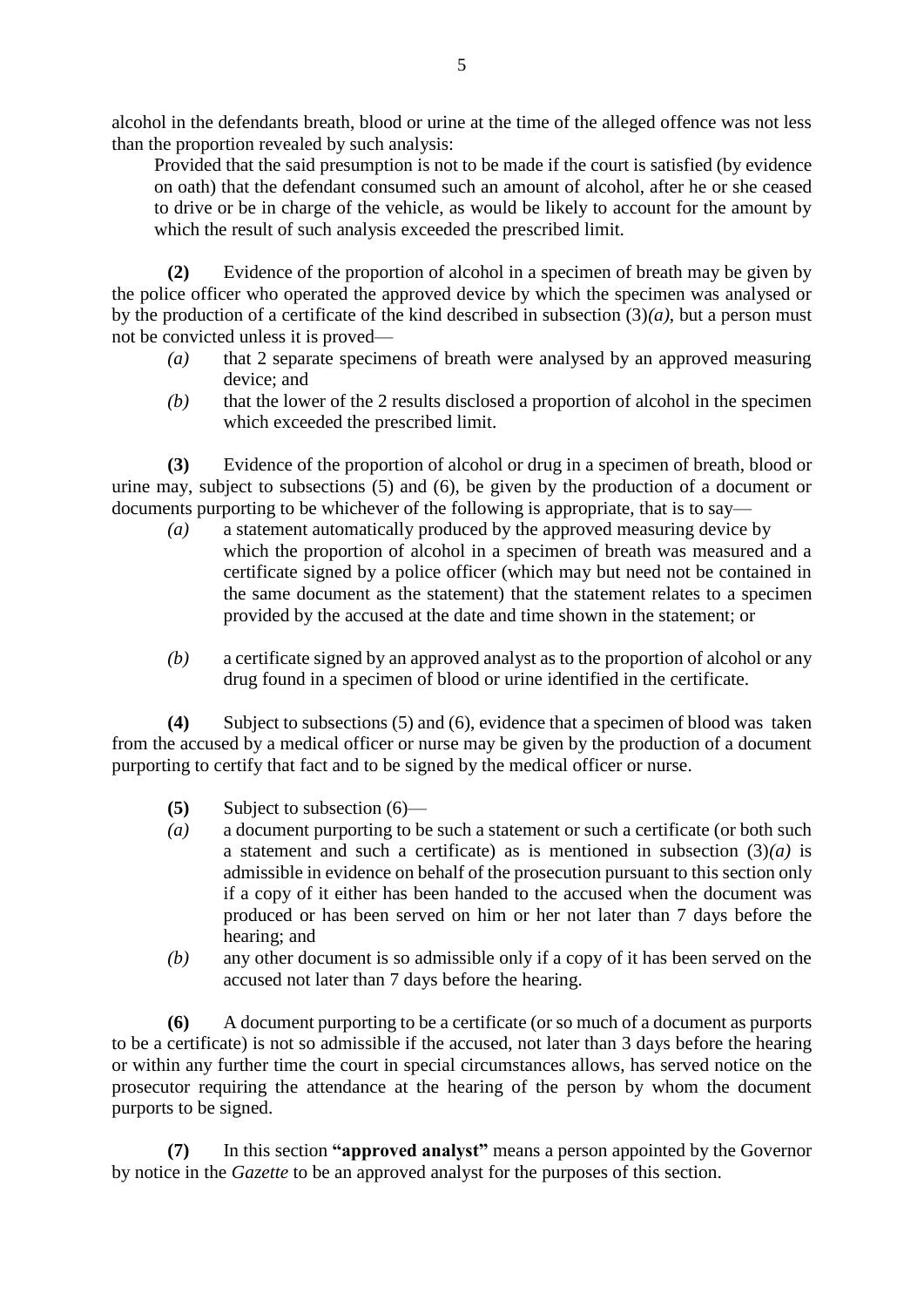alcohol in the defendants breath, blood or urine at the time of the alleged offence was not less than the proportion revealed by such analysis:

Provided that the said presumption is not to be made if the court is satisfied (by evidence on oath) that the defendant consumed such an amount of alcohol, after he or she ceased to drive or be in charge of the vehicle, as would be likely to account for the amount by which the result of such analysis exceeded the prescribed limit.

**(2)** Evidence of the proportion of alcohol in a specimen of breath may be given by the police officer who operated the approved device by which the specimen was analysed or by the production of a certificate of the kind described in subsection (3)*(a)*, but a person must not be convicted unless it is proved—

*(a)* that 2 separate specimens of breath were analysed by an approved measuring device; and

*(b)* that the lower of the 2 results disclosed a proportion of alcohol in the specimen which exceeded the prescribed limit.

**(3)** Evidence of the proportion of alcohol or drug in a specimen of breath, blood or urine may, subject to subsections (5) and (6), be given by the production of a document or documents purporting to be whichever of the following is appropriate, that is to say—

*(a)* a statement automatically produced by the approved measuring device by which the proportion of alcohol in a specimen of breath was measured and a certificate signed by a police officer (which may but need not be contained in the same document as the statement) that the statement relates to a specimen provided by the accused at the date and time shown in the statement; or

*(b)* a certificate signed by an approved analyst as to the proportion of alcohol or any drug found in a specimen of blood or urine identified in the certificate.

**(4)** Subject to subsections (5) and (6), evidence that a specimen of blood was taken from the accused by a medical officer or nurse may be given by the production of a document purporting to certify that fact and to be signed by the medical officer or nurse.

**(5)** Subject to subsection (6)—

*(a)* a document purporting to be such a statement or such a certificate (or both such a statement and such a certificate) as is mentioned in subsection (3)*(a)* is admissible in evidence on behalf of the prosecution pursuant to this section only if a copy of it either has been handed to the accused when the document was produced or has been served on him or her not later than 7 days before the hearing; and

*(b)* any other document is so admissible only if a copy of it has been served on the accused not later than 7 days before the hearing.

**(6)** A document purporting to be a certificate (or so much of a document as purports to be a certificate) is not so admissible if the accused, not later than 3 days before the hearing or within any further time the court in special circumstances allows, has served notice on the prosecutor requiring the attendance at the hearing of the person by whom the document purports to be signed.

**(7)** In this section **"approved analyst"** means a person appointed by the Governor by notice in the *Gazette* to be an approved analyst for the purposes of this section.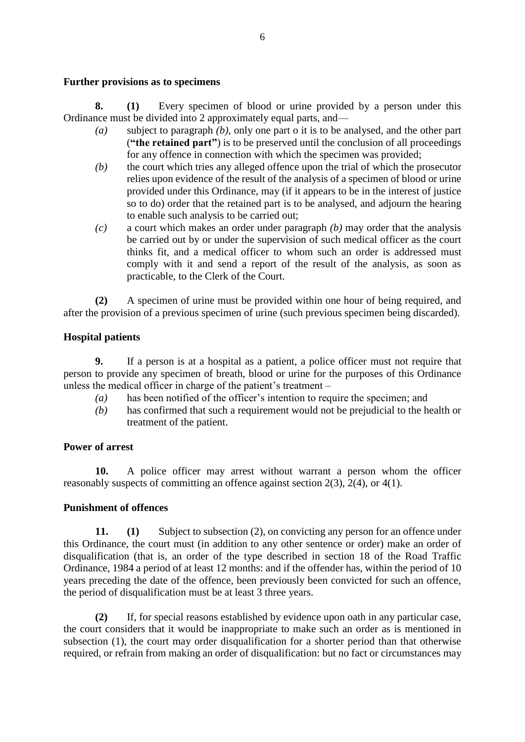**Further provisions as to specimens**

**8. (1)** Every specimen of blood or urine provided by a person under this Ordinance must be divided into 2 approximately equal parts, and—

*(a)* subject to paragraph *(b)*, only one part o it is to be analysed, and the other part (**"the retained part"**) is to be preserved until the conclusion of all proceedings for any offence in connection with which the specimen was provided;

*(b)* the court which tries any alleged offence upon the trial of which the prosecutor relies upon evidence of the result of the analysis of a specimen of blood or urine provided under this Ordinance, may (if it appears to be in the interest of justice so to do) order that the retained part is to be analysed, and adjourn the hearing to enable such analysis to be carried out;

*(c)* a court which makes an order under paragraph *(b)* may order that the analysis be carried out by or under the supervision of such medical officer as the court thinks fit, and a medical officer to whom such an order is addressed must comply with it and send a report of the result of the analysis, as soon as practicable, to the Clerk of the Court.

**(2)** A specimen of urine must be provided within one hour of being required, and after the provision of a previous specimen of urine (such previous specimen being discarded).

**Hospital patients**

**9.** If a person is at a hospital as a patient, a police officer must not require that person to provide any specimen of breath, blood or urine for the purposes of this Ordinance unless the medical officer in charge of the patient's treatment –

*(a)* has been notified of the officer's intention to require the specimen; and

*(b)* has confirmed that such a requirement would not be prejudicial to the health or treatment of the patient.

**Power of arrest**

**10.** A police officer may arrest without warrant a person whom the officer reasonably suspects of committing an offence against section 2(3), 2(4), or 4(1).

**Punishment of offences**

**11. (1)** Subject to subsection (2), on convicting any person for an offence under this Ordinance, the court must (in addition to any other sentence or order) make an order of disqualification (that is, an order of the type described in section 18 of the Road Traffic Ordinance, 1984 a period of at least 12 months: and if the offender has, within the period of 10 years preceding the date of the offence, been previously been convicted for such an offence, the period of disqualification must be at least 3 three years.

**(2)** If, for special reasons established by evidence upon oath in any particular case, the court considers that it would be inappropriate to make such an order as is mentioned in subsection (1), the court may order disqualification for a shorter period than that otherwise required, or refrain from making an order of disqualification: but no fact or circumstances may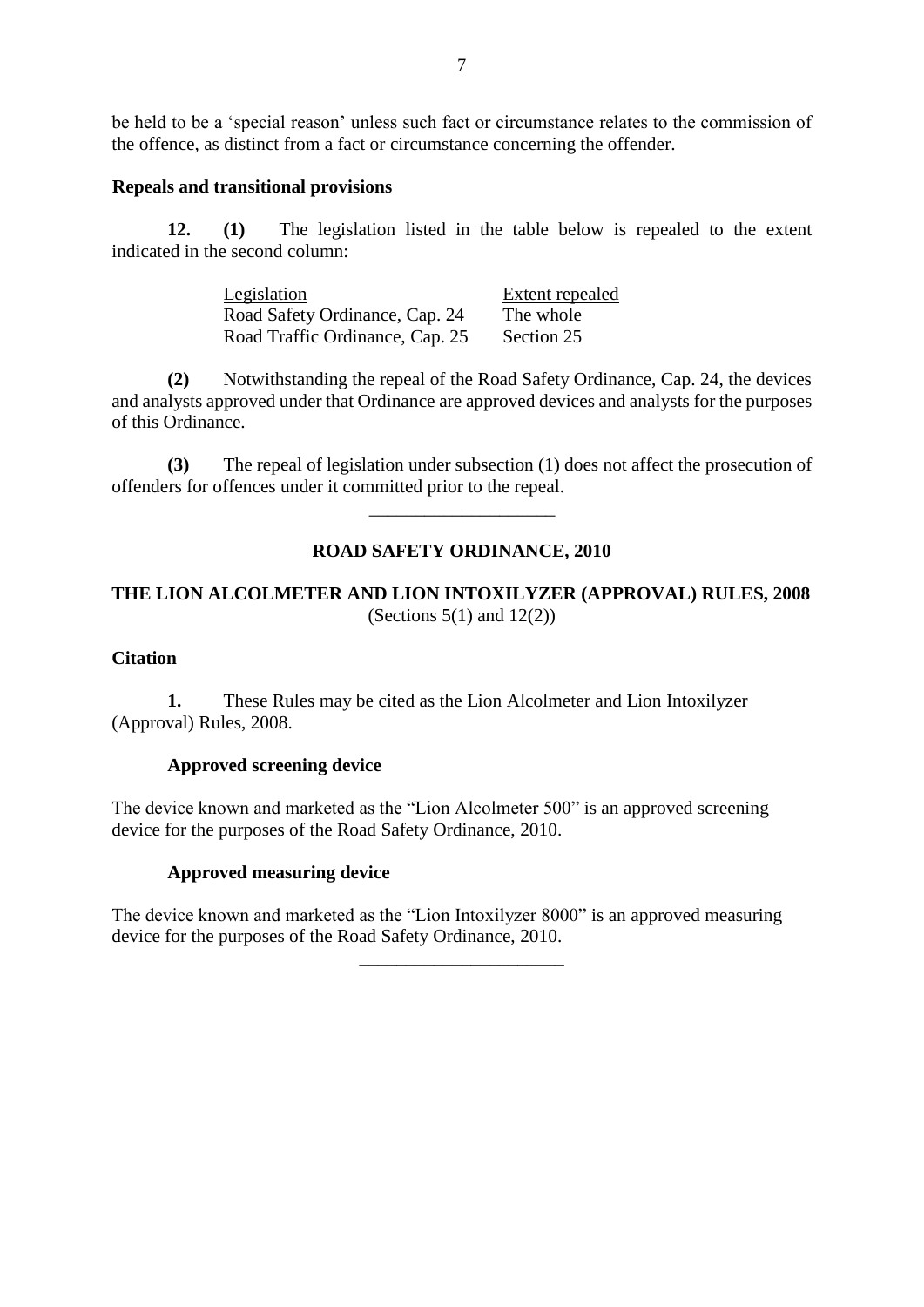be held to be a 'special reason' unless such fact or circumstance relates to the commission of the offence, as distinct from a fact or circumstance concerning the offender.

**Repeals and transitional provisions**

**12. (1)** The legislation listed in the table below is repealed to the extent indicated in the second column:

| Legislation | Extent repealed |
|---|---|
| Road Safety Ordinance, Cap. 24 | The whole |
| Road Traffic Ordinance, Cap. 25 | Section 25 |

**(2)** Notwithstanding the repeal of the Road Safety Ordinance, Cap. 24, the devices and analysts approved under that Ordinance are approved devices and analysts for the purposes of this Ordinance.

**(3)** The repeal of legislation under subsection (1) does not affect the prosecution of offenders for offences under it committed prior to the repeal.

---

## ROAD SAFETY ORDINANCE, 2010

## THE LION ALCOLMETER AND LION INTOXILYZER (APPROVAL) RULES, 2008

(Sections 5(1) and 12(2))

**Citation**

**1.** These Rules may be cited as the Lion Alcolmeter and Lion Intoxilyzer (Approval) Rules, 2008.

**Approved screening device**

The device known and marketed as the "Lion Alcolmeter 500" is an approved screening device for the purposes of the Road Safety Ordinance, 2010.

**Approved measuring device**

The device known and marketed as the "Lion Intoxilyzer 8000" is an approved measuring device for the purposes of the Road Safety Ordinance, 2010.

---